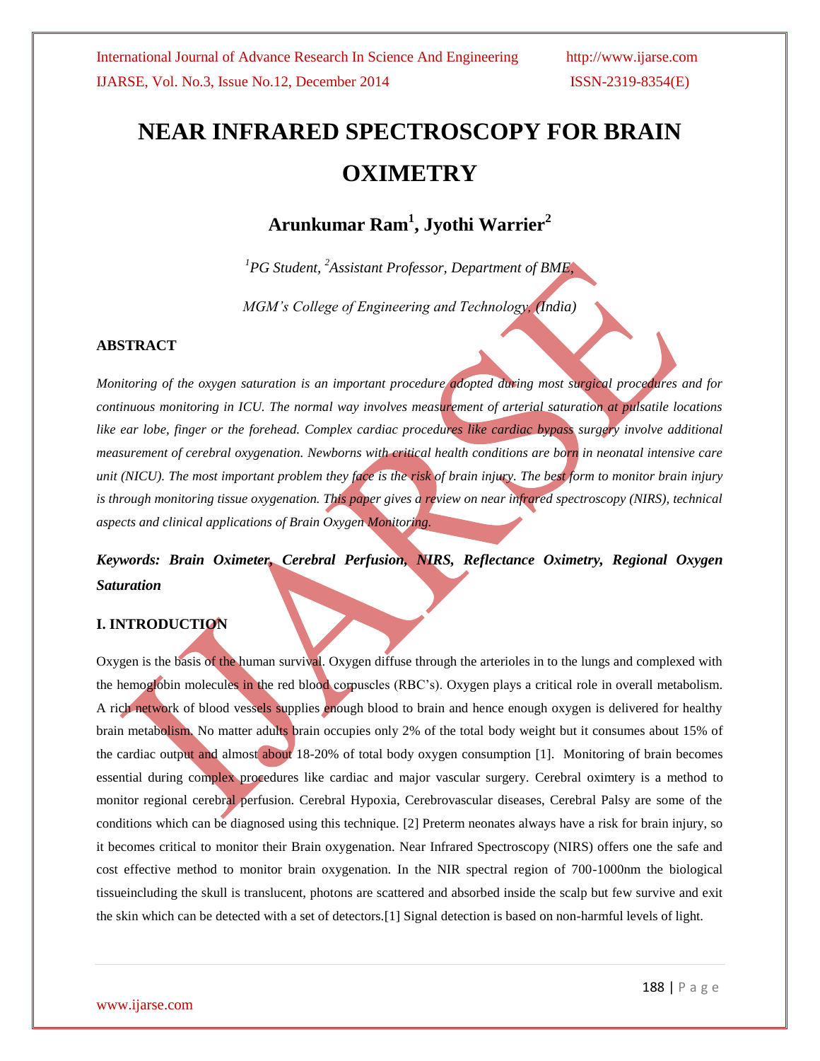# NEAR INFRARED SPECTROSCOPY FOR BRAIN OXIMETRY

**Arunkumar Ram[1], Jyothi Warrier[2]**

*[1]PG Student, [2]Assistant Professor, Department of BME,*

*MGM's College of Engineering and Technology, (India)*

## ABSTRACT

*Monitoring of the oxygen saturation is an important procedure adopted during most surgical procedures and for continuous monitoring in ICU. The normal way involves measurement of arterial saturation at pulsatile locations like ear lobe, finger or the forehead. Complex cardiac procedures like cardiac bypass surgery involve additional measurement of cerebral oxygenation. Newborns with critical health conditions are born in neonatal intensive care unit (NICU). The most important problem they face is the risk of brain injury. The best form to monitor brain injury is through monitoring tissue oxygenation. This paper gives a review on near infrared spectroscopy (NIRS), technical aspects and clinical applications of Brain Oxygen Monitoring.*

***Keywords: Brain Oximeter, Cerebral Perfusion, NIRS, Reflectance Oximetry, Regional Oxygen Saturation***

## I. INTRODUCTION

Oxygen is the basis of the human survival. Oxygen diffuse through the arterioles in to the lungs and complexed with the hemoglobin molecules in the red blood corpuscles (RBC's). Oxygen plays a critical role in overall metabolism. A rich network of blood vessels supplies enough blood to brain and hence enough oxygen is delivered for healthy brain metabolism. No matter adults brain occupies only 2% of the total body weight but it consumes about 15% of the cardiac output and almost about 18-20% of total body oxygen consumption [1]. Monitoring of brain becomes essential during complex procedures like cardiac and major vascular surgery. Cerebral oximtery is a method to monitor regional cerebral perfusion. Cerebral Hypoxia, Cerebrovascular diseases, Cerebral Palsy are some of the conditions which can be diagnosed using this technique. [2] Preterm neonates always have a risk for brain injury, so it becomes critical to monitor their Brain oxygenation. Near Infrared Spectroscopy (NIRS) offers one the safe and cost effective method to monitor brain oxygenation. In the NIR spectral region of 700-1000nm the biological tissueincluding the skull is translucent, photons are scattered and absorbed inside the scalp but few survive and exit the skin which can be detected with a set of detectors.[1] Signal detection is based on non-harmful levels of light.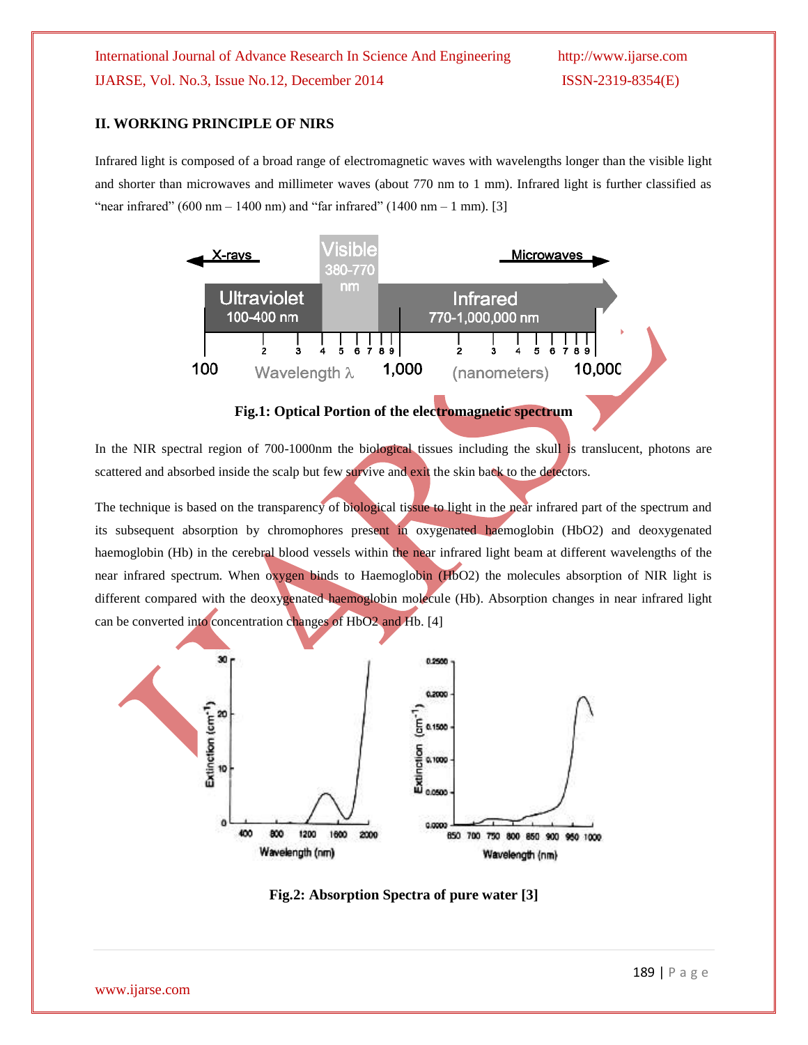## II. WORKING PRINCIPLE OF NIRS

Infrared light is composed of a broad range of electromagnetic waves with wavelengths longer than the visible light and shorter than microwaves and millimeter waves (about 770 nm to 1 mm). Infrared light is further classified as "near infrared" (600 nm – 1400 nm) and "far infrared" (1400 nm – 1 mm). [3]

**Fig.1: Optical Portion of the electromagnetic spectrum**

In the NIR spectral region of 700-1000nm the biological tissues including the skull is translucent, photons are scattered and absorbed inside the scalp but few survive and exit the skin back to the detectors.

The technique is based on the transparency of biological tissue to light in the near infrared part of the spectrum and its subsequent absorption by chromophores present in oxygenated haemoglobin (HbO2) and deoxygenated haemoglobin (Hb) in the cerebral blood vessels within the near infrared light beam at different wavelengths of the near infrared spectrum. When oxygen binds to Haemoglobin (HbO2) the molecules absorption of NIR light is different compared with the deoxygenated haemoglobin molecule (Hb). Absorption changes in near infrared light can be converted into concentration changes of HbO2 and Hb. [4]

**Fig.2: Absorption Spectra of pure water [3]**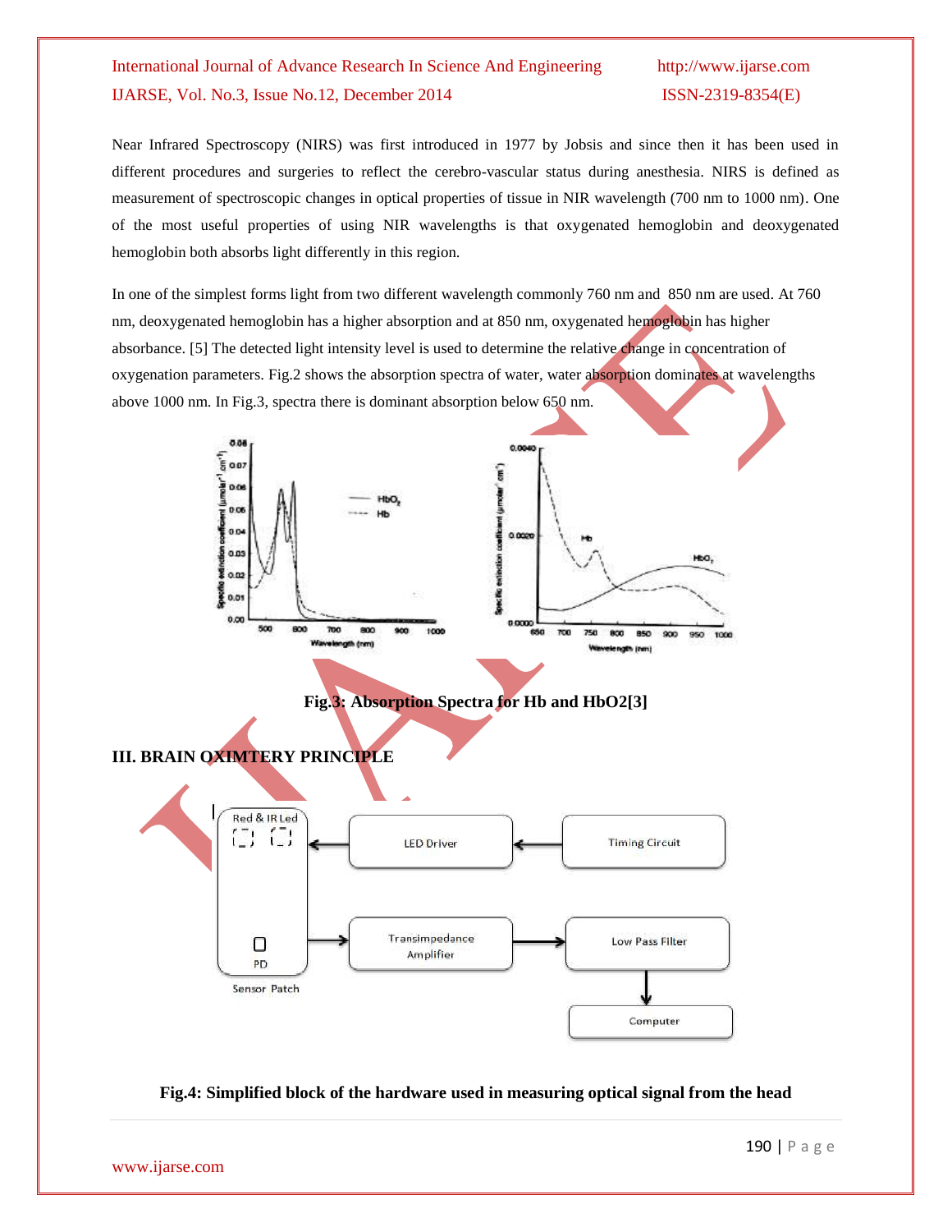Near Infrared Spectroscopy (NIRS) was first introduced in 1977 by Jobsis and since then it has been used in different procedures and surgeries to reflect the cerebro-vascular status during anesthesia. NIRS is defined as measurement of spectroscopic changes in optical properties of tissue in NIR wavelength (700 nm to 1000 nm). One of the most useful properties of using NIR wavelengths is that oxygenated hemoglobin and deoxygenated hemoglobin both absorbs light differently in this region.

In one of the simplest forms light from two different wavelength commonly 760 nm and 850 nm are used. At 760 nm, deoxygenated hemoglobin has a higher absorption and at 850 nm, oxygenated hemoglobin has higher absorbance. [5] The detected light intensity level is used to determine the relative change in concentration of oxygenation parameters. Fig.2 shows the absorption spectra of water, water absorption dominates at wavelengths above 1000 nm. In Fig.3, spectra there is dominant absorption below 650 nm.

**Fig.3: Absorption Spectra for Hb and HbO2[3]**

## III. BRAIN OXIMTERY PRINCIPLE

**Fig.4: Simplified block of the hardware used in measuring optical signal from the head**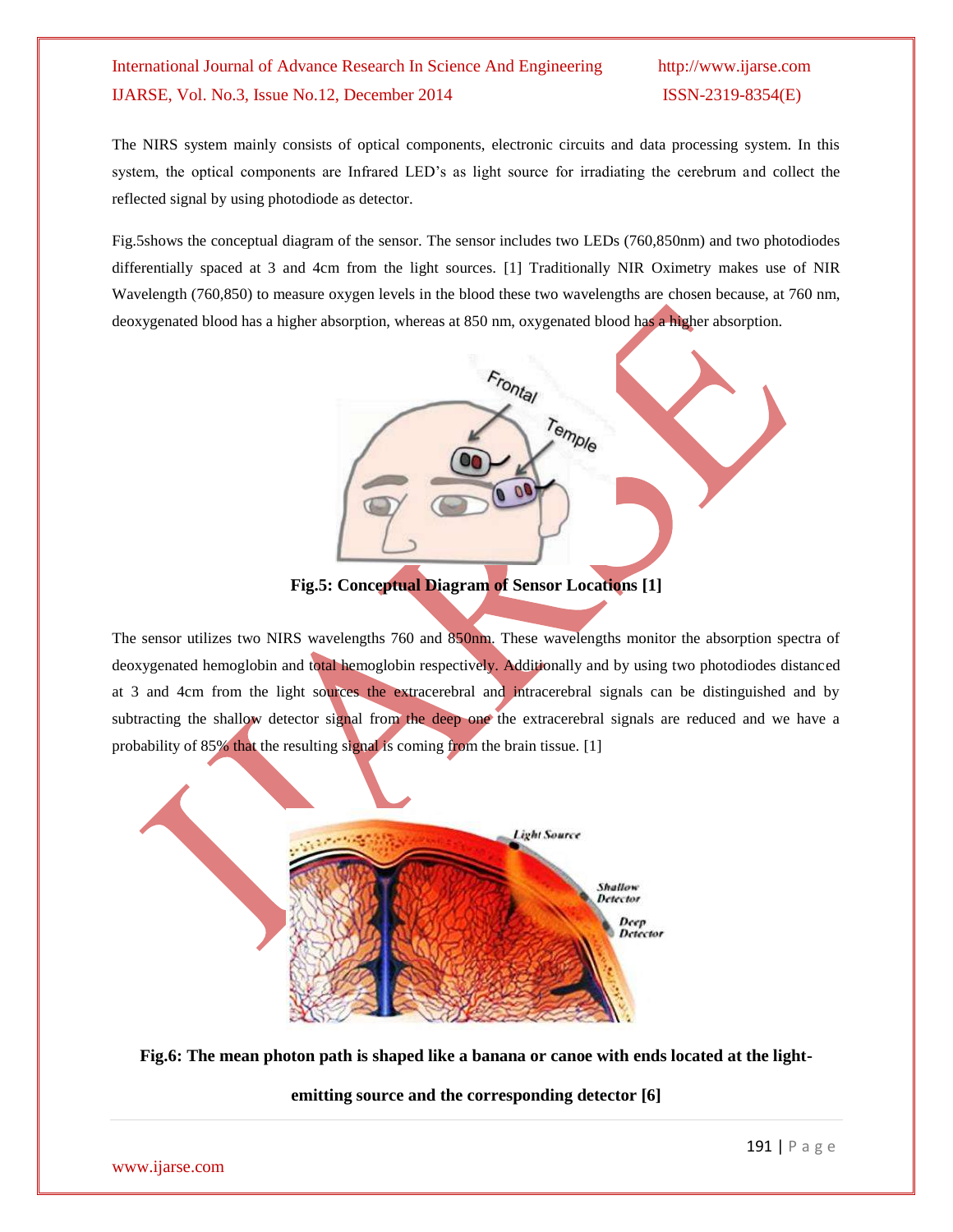The NIRS system mainly consists of optical components, electronic circuits and data processing system. In this system, the optical components are Infrared LED's as light source for irradiating the cerebrum and collect the reflected signal by using photodiode as detector.

Fig.5shows the conceptual diagram of the sensor. The sensor includes two LEDs (760,850nm) and two photodiodes differentially spaced at 3 and 4cm from the light sources. [1] Traditionally NIR Oximetry makes use of NIR Wavelength (760,850) to measure oxygen levels in the blood these two wavelengths are chosen because, at 760 nm, deoxygenated blood has a higher absorption, whereas at 850 nm, oxygenated blood has a higher absorption.

**Fig.5: Conceptual Diagram of Sensor Locations [1]**

The sensor utilizes two NIRS wavelengths 760 and 850nm. These wavelengths monitor the absorption spectra of deoxygenated hemoglobin and total hemoglobin respectively. Additionally and by using two photodiodes distanced at 3 and 4cm from the light sources the extracerebral and intracerebral signals can be distinguished and by subtracting the shallow detector signal from the deep one the extracerebral signals are reduced and we have a probability of 85% that the resulting signal is coming from the brain tissue. [1]

**Fig.6: The mean photon path is shaped like a banana or canoe with ends located at the light-emitting source and the corresponding detector [6]**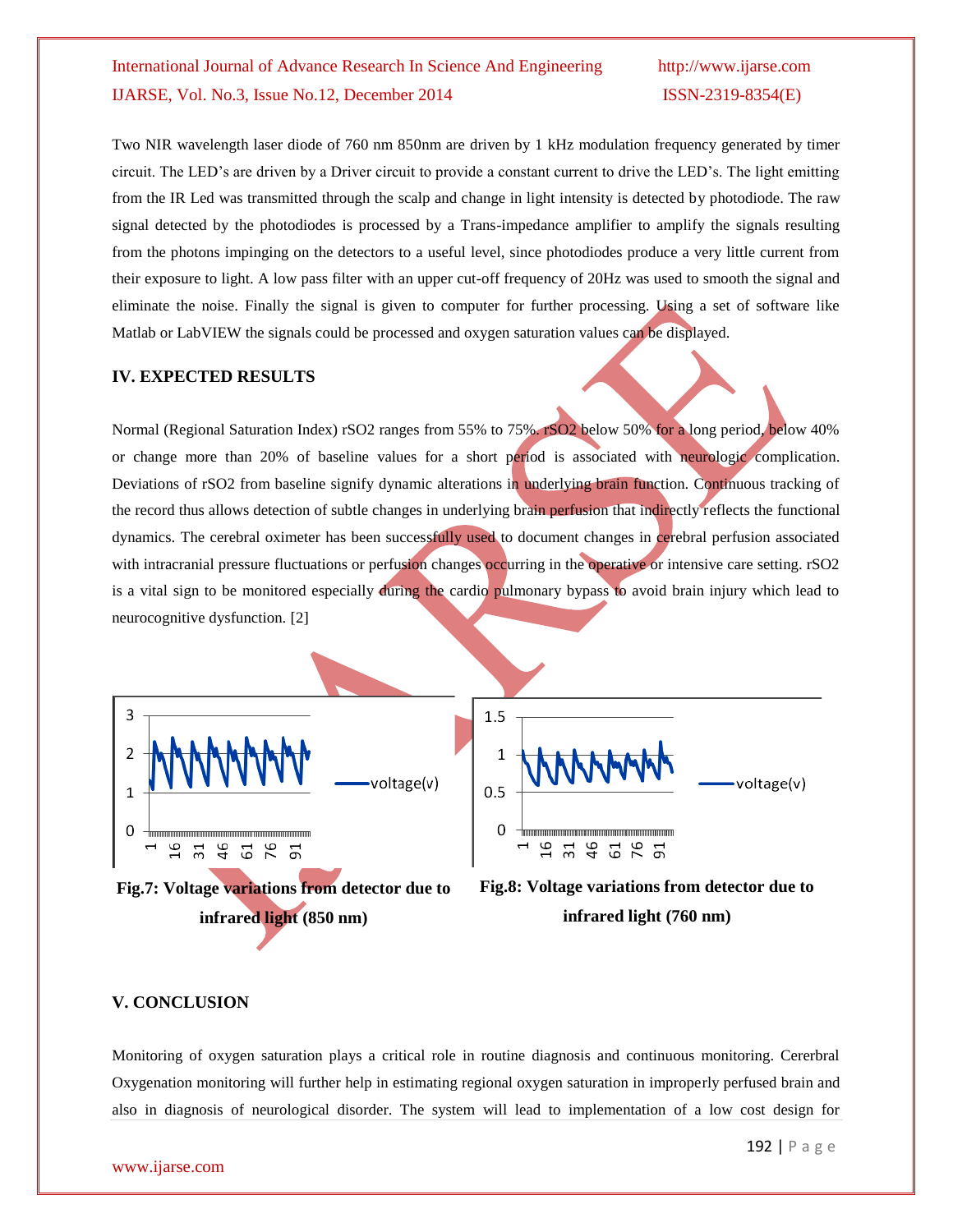Two NIR wavelength laser diode of 760 nm 850nm are driven by 1 kHz modulation frequency generated by timer circuit. The LED's are driven by a Driver circuit to provide a constant current to drive the LED's. The light emitting from the IR Led was transmitted through the scalp and change in light intensity is detected by photodiode. The raw signal detected by the photodiodes is processed by a Trans-impedance amplifier to amplify the signals resulting from the photons impinging on the detectors to a useful level, since photodiodes produce a very little current from their exposure to light. A low pass filter with an upper cut-off frequency of 20Hz was used to smooth the signal and eliminate the noise. Finally the signal is given to computer for further processing. Using a set of software like Matlab or LabVIEW the signals could be processed and oxygen saturation values can be displayed.

## IV. EXPECTED RESULTS

Normal (Regional Saturation Index) $rSO_2$ ranges from 55% to 75%. $rSO_2$ below 50% for a long period, below 40% or change more than 20% of baseline values for a short period is associated with neurologic complication. Deviations of $rSO_2$ from baseline signify dynamic alterations in underlying brain function. Continuous tracking of the record thus allows detection of subtle changes in underlying brain perfusion that indirectly reflects the functional dynamics. The cerebral oximeter has been successfully used to document changes in cerebral perfusion associated with intracranial pressure fluctuations or perfusion changes occurring in the operative or intensive care setting. $rSO_2$ is a vital sign to be monitored especially during the cardio pulmonary bypass to avoid brain injury which lead to neurocognitive dysfunction. [2]

**Fig.7: Voltage variations from detector due to infrared light (850 nm)**

**Fig.8: Voltage variations from detector due to infrared light (760 nm)**

## V. CONCLUSION

Monitoring of oxygen saturation plays a critical role in routine diagnosis and continuous monitoring. Cererbral Oxygenation monitoring will further help in estimating regional oxygen saturation in improperly perfused brain and also in diagnosis of neurological disorder. The system will lead to implementation of a low cost design for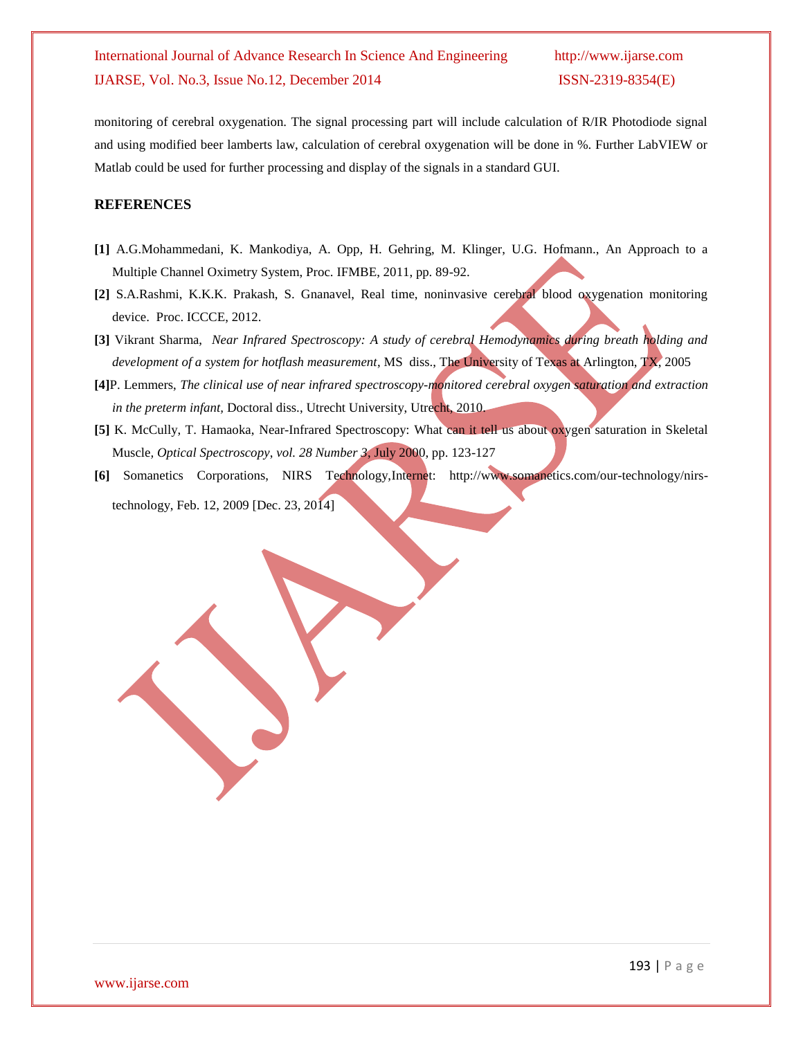monitoring of cerebral oxygenation. The signal processing part will include calculation of R/IR Photodiode signal and using modified beer lamberts law, calculation of cerebral oxygenation will be done in %. Further LabVIEW or Matlab could be used for further processing and display of the signals in a standard GUI.

## REFERENCES

**[1]** A.G.Mohammedani, K. Mankodiya, A. Opp, H. Gehring, M. Klinger, U.G. Hofmann., An Approach to a Multiple Channel Oximetry System, Proc. IFMBE, 2011, pp. 89-92.

**[2]** S.A.Rashmi, K.K.K. Prakash, S. Gnanavel, Real time, noninvasive cerebral blood oxygenation monitoring device. Proc. ICCCE, 2012.

**[3]** Vikrant Sharma, *Near Infrared Spectroscopy: A study of cerebral Hemodynamics during breath holding and development of a system for hotflash measurement*, MS diss., The University of Texas at Arlington, TX, 2005

**[4]**P. Lemmers, *The clinical use of near infrared spectroscopy-monitored cerebral oxygen saturation and extraction in the preterm infant,* Doctoral diss., Utrecht University, Utrecht, 2010.

**[5]** K. McCully, T. Hamaoka, Near-Infrared Spectroscopy: What can it tell us about oxygen saturation in Skeletal Muscle, *Optical Spectroscopy, vol. 28 Number 3*, July 2000, pp. 123-127

**[6]** Somanetics Corporations, NIRS Technology,Internet: http://www.somanetics.com/our-technology/nirs-technology, Feb. 12, 2009 [Dec. 23, 2014]